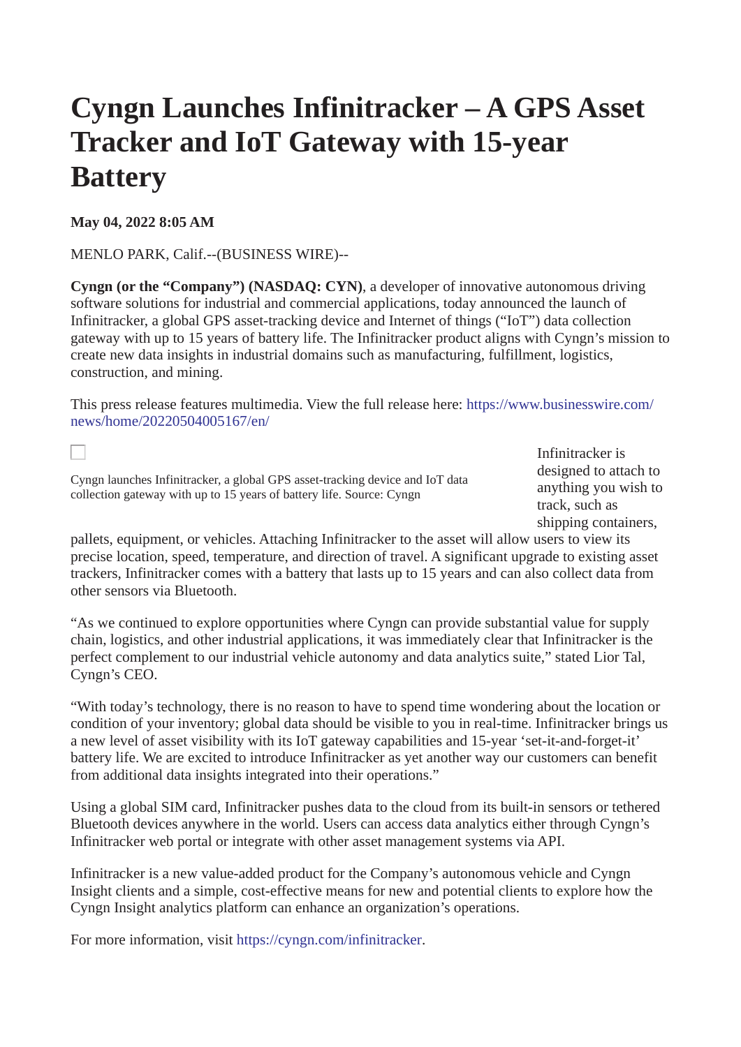# Cyngn Launches Infinitracker – A GPS Asset Tracker and IoT Gateway with 15-year Battery

**May 04, 2022 8:05 AM**

MENLO PARK, Calif.--(BUSINESS WIRE)--

**Cyngn (or the "Company") (NASDAQ: CYN)**, a developer of innovative autonomous driving software solutions for industrial and commercial applications, today announced the launch of Infinitracker, a global GPS asset-tracking device and Internet of things ("IoT") data collection gateway with up to 15 years of battery life. The Infinitracker product aligns with Cyngn's mission to create new data insights in industrial domains such as manufacturing, fulfillment, logistics, construction, and mining.

This press release features multimedia. View the full release here: https://www.businesswire.com/news/home/20220504005167/en/

Cyngn launches Infinitracker, a global GPS asset-tracking device and IoT data collection gateway with up to 15 years of battery life. Source: Cyngn

Infinitracker is designed to attach to anything you wish to track, such as shipping containers, pallets, equipment, or vehicles. Attaching Infinitracker to the asset will allow users to view its precise location, speed, temperature, and direction of travel. A significant upgrade to existing asset trackers, Infinitracker comes with a battery that lasts up to 15 years and can also collect data from other sensors via Bluetooth.

"As we continued to explore opportunities where Cyngn can provide substantial value for supply chain, logistics, and other industrial applications, it was immediately clear that Infinitracker is the perfect complement to our industrial vehicle autonomy and data analytics suite," stated Lior Tal, Cyngn's CEO.

"With today's technology, there is no reason to have to spend time wondering about the location or condition of your inventory; global data should be visible to you in real-time. Infinitracker brings us a new level of asset visibility with its IoT gateway capabilities and 15-year 'set-it-and-forget-it' battery life. We are excited to introduce Infinitracker as yet another way our customers can benefit from additional data insights integrated into their operations."

Using a global SIM card, Infinitracker pushes data to the cloud from its built-in sensors or tethered Bluetooth devices anywhere in the world. Users can access data analytics either through Cyngn's Infinitracker web portal or integrate with other asset management systems via API.

Infinitracker is a new value-added product for the Company's autonomous vehicle and Cyngn Insight clients and a simple, cost-effective means for new and potential clients to explore how the Cyngn Insight analytics platform can enhance an organization's operations.

For more information, visit https://cyngn.com/infinitracker.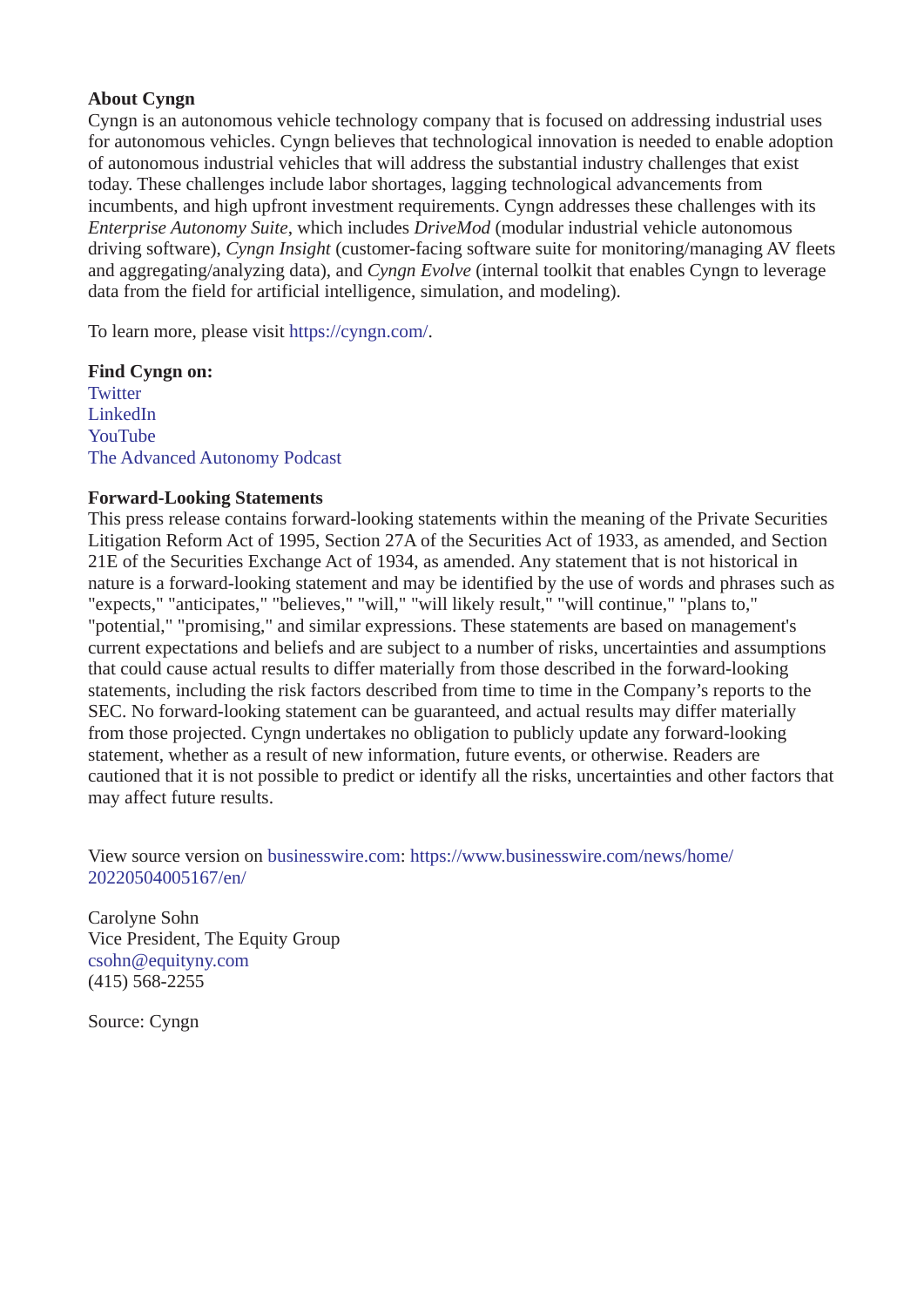**About Cyngn**

Cyngn is an autonomous vehicle technology company that is focused on addressing industrial uses for autonomous vehicles. Cyngn believes that technological innovation is needed to enable adoption of autonomous industrial vehicles that will address the substantial industry challenges that exist today. These challenges include labor shortages, lagging technological advancements from incumbents, and high upfront investment requirements. Cyngn addresses these challenges with its *Enterprise Autonomy Suite*, which includes *DriveMod* (modular industrial vehicle autonomous driving software), *Cyngn Insight* (customer-facing software suite for monitoring/managing AV fleets and aggregating/analyzing data), and *Cyngn Evolve* (internal toolkit that enables Cyngn to leverage data from the field for artificial intelligence, simulation, and modeling).

To learn more, please visit https://cyngn.com/.

**Find Cyngn on:**

Twitter
LinkedIn
YouTube
The Advanced Autonomy Podcast

**Forward-Looking Statements**

This press release contains forward-looking statements within the meaning of the Private Securities Litigation Reform Act of 1995, Section 27A of the Securities Act of 1933, as amended, and Section 21E of the Securities Exchange Act of 1934, as amended. Any statement that is not historical in nature is a forward-looking statement and may be identified by the use of words and phrases such as "expects," "anticipates," "believes," "will," "will likely result," "will continue," "plans to," "potential," "promising," and similar expressions. These statements are based on management's current expectations and beliefs and are subject to a number of risks, uncertainties and assumptions that could cause actual results to differ materially from those described in the forward-looking statements, including the risk factors described from time to time in the Company's reports to the SEC. No forward-looking statement can be guaranteed, and actual results may differ materially from those projected. Cyngn undertakes no obligation to publicly update any forward-looking statement, whether as a result of new information, future events, or otherwise. Readers are cautioned that it is not possible to predict or identify all the risks, uncertainties and other factors that may affect future results.

View source version on businesswire.com: https://www.businesswire.com/news/home/20220504005167/en/

Carolyne Sohn
Vice President, The Equity Group
csohn@equityny.com
(415) 568-2255

Source: Cyngn